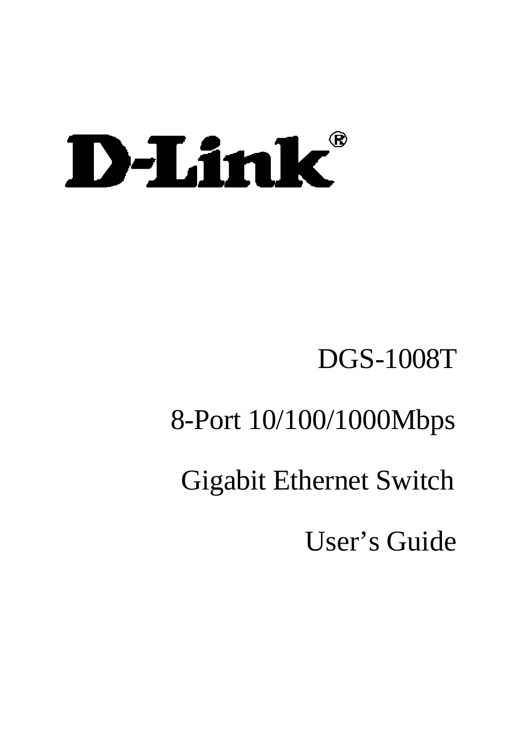D-Link®

DGS-1008T

8-Port 10/100/1000Mbps

Gigabit Ethernet Switch

User's Guide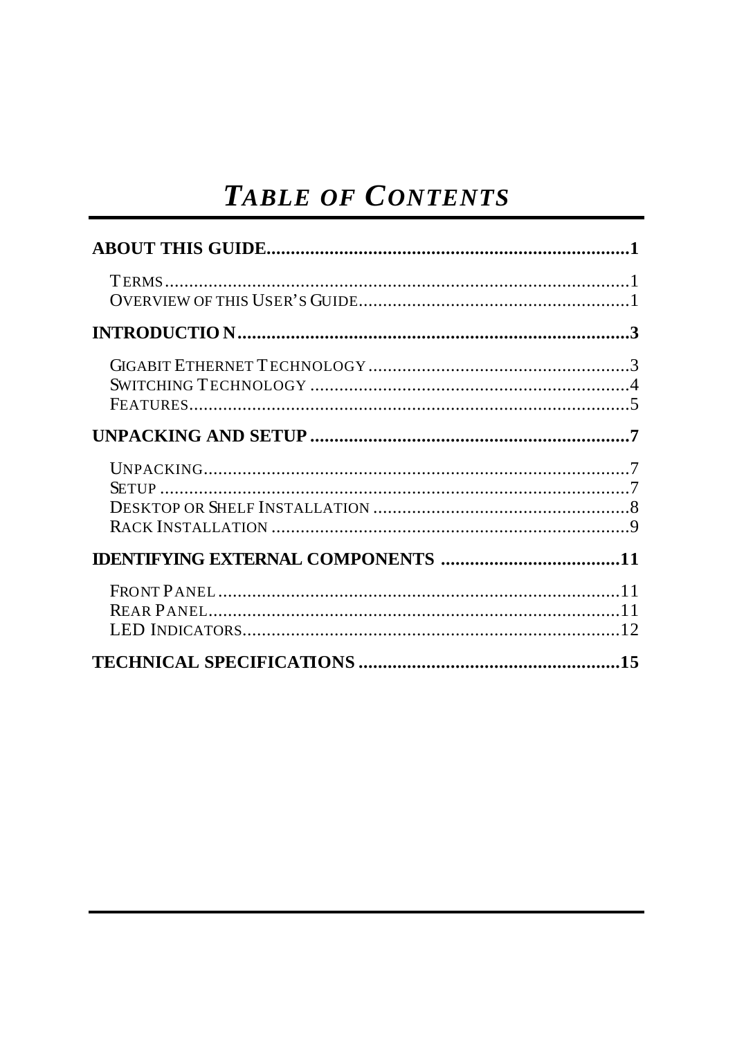# *TABLE OF CONTENTS*

**ABOUT THIS GUIDE..........................................................................1**

TERMS..............................................................................................1
OVERVIEW OF THIS USER'S GUIDE.......................................................1

**INTRODUCTION..............................................................................3**

GIGABIT ETHERNET TECHNOLOGY.......................................................3
SWITCHING TECHNOLOGY .................................................................4
FEATURES.........................................................................................5

**UNPACKING AND SETUP .................................................................7**

UNPACKING.......................................................................................7
SETUP ..............................................................................................7
DESKTOP OR SHELF INSTALLATION ....................................................8
RACK INSTALLATION ........................................................................9

**IDENTIFYING EXTERNAL COMPONENTS .....................................11**

FRONT PANEL ..................................................................................11
REAR PANEL....................................................................................11
LED INDICATORS.............................................................................12

**TECHNICAL SPECIFICATIONS ......................................................15**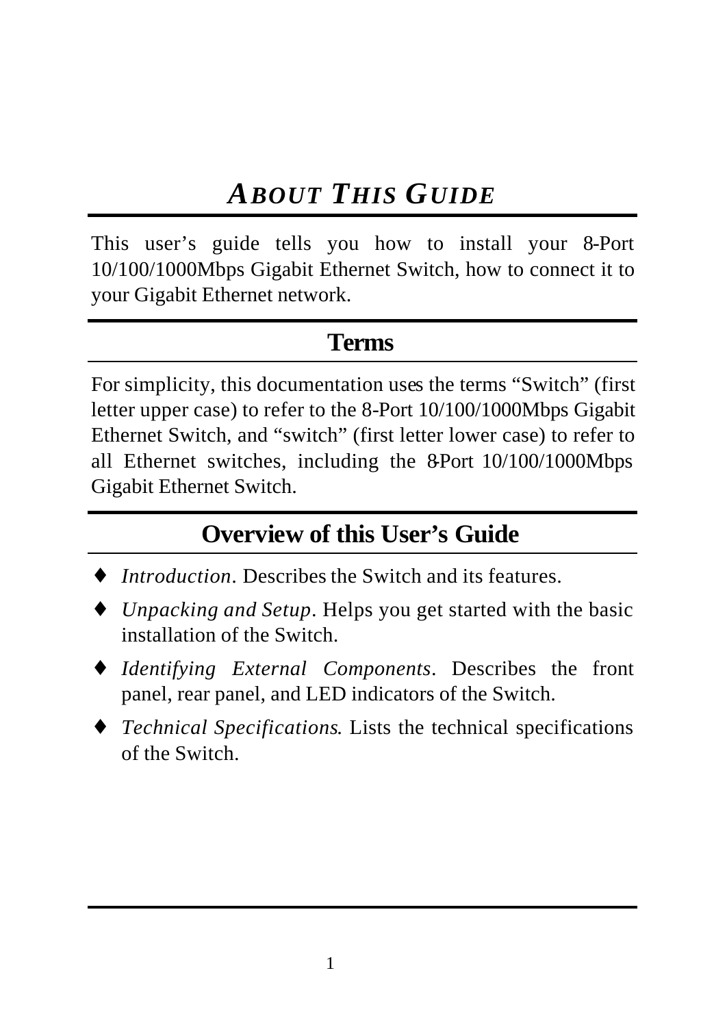# *ABOUT THIS GUIDE*

This user's guide tells you how to install your 8-Port 10/100/1000Mbps Gigabit Ethernet Switch, how to connect it to your Gigabit Ethernet network.

## Terms

For simplicity, this documentation uses the terms "Switch" (first letter upper case) to refer to the 8-Port 10/100/1000Mbps Gigabit Ethernet Switch, and "switch" (first letter lower case) to refer to all Ethernet switches, including the 8-Port 10/100/1000Mbps Gigabit Ethernet Switch.

## Overview of this User's Guide

- *Introduction*. Describes the Switch and its features.
- *Unpacking and Setup*. Helps you get started with the basic installation of the Switch.
- *Identifying External Components*. Describes the front panel, rear panel, and LED indicators of the Switch.
- *Technical Specifications*. Lists the technical specifications of the Switch.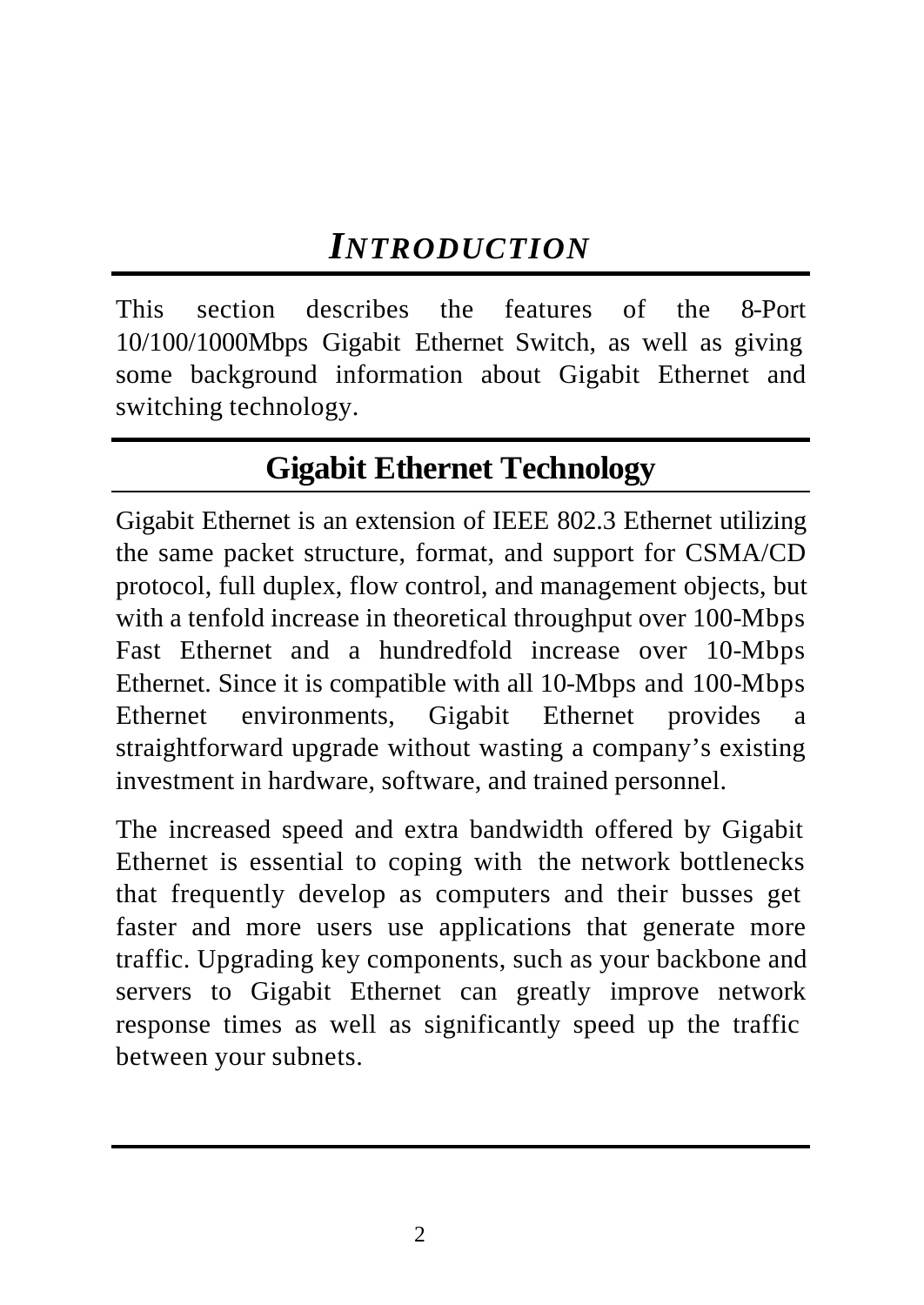# *INTRODUCTION*

This section describes the features of the 8-Port 10/100/1000Mbps Gigabit Ethernet Switch, as well as giving some background information about Gigabit Ethernet and switching technology.

## Gigabit Ethernet Technology

Gigabit Ethernet is an extension of IEEE 802.3 Ethernet utilizing the same packet structure, format, and support for CSMA/CD protocol, full duplex, flow control, and management objects, but with a tenfold increase in theoretical throughput over 100-Mbps Fast Ethernet and a hundredfold increase over 10-Mbps Ethernet. Since it is compatible with all 10-Mbps and 100-Mbps Ethernet environments, Gigabit Ethernet provides a straightforward upgrade without wasting a company's existing investment in hardware, software, and trained personnel.

The increased speed and extra bandwidth offered by Gigabit Ethernet is essential to coping with the network bottlenecks that frequently develop as computers and their busses get faster and more users use applications that generate more traffic. Upgrading key components, such as your backbone and servers to Gigabit Ethernet can greatly improve network response times as well as significantly speed up the traffic between your subnets.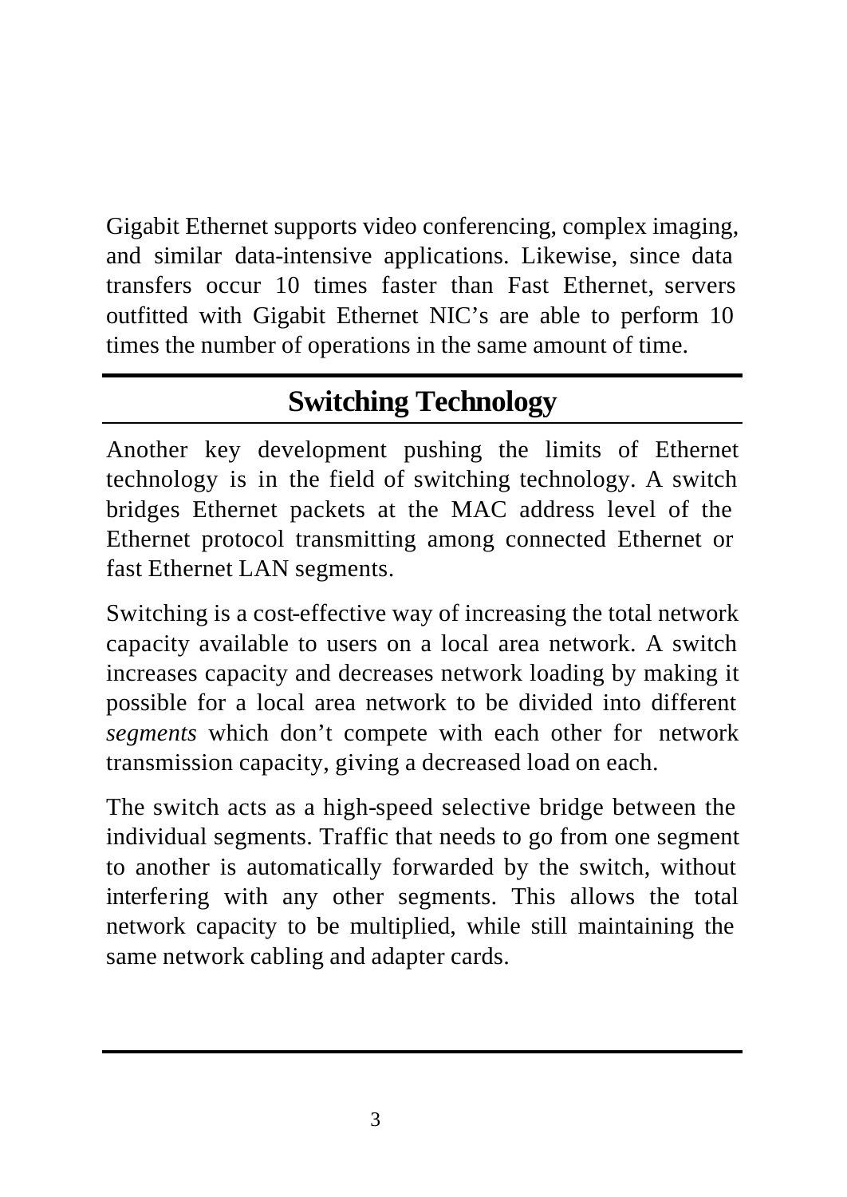Gigabit Ethernet supports video conferencing, complex imaging, and similar data-intensive applications. Likewise, since data transfers occur 10 times faster than Fast Ethernet, servers outfitted with Gigabit Ethernet NIC's are able to perform 10 times the number of operations in the same amount of time.

## Switching Technology

Another key development pushing the limits of Ethernet technology is in the field of switching technology. A switch bridges Ethernet packets at the MAC address level of the Ethernet protocol transmitting among connected Ethernet or fast Ethernet LAN segments.

Switching is a cost-effective way of increasing the total network capacity available to users on a local area network. A switch increases capacity and decreases network loading by making it possible for a local area network to be divided into different *segments* which don't compete with each other for network transmission capacity, giving a decreased load on each.

The switch acts as a high-speed selective bridge between the individual segments. Traffic that needs to go from one segment to another is automatically forwarded by the switch, without interfering with any other segments. This allows the total network capacity to be multiplied, while still maintaining the same network cabling and adapter cards.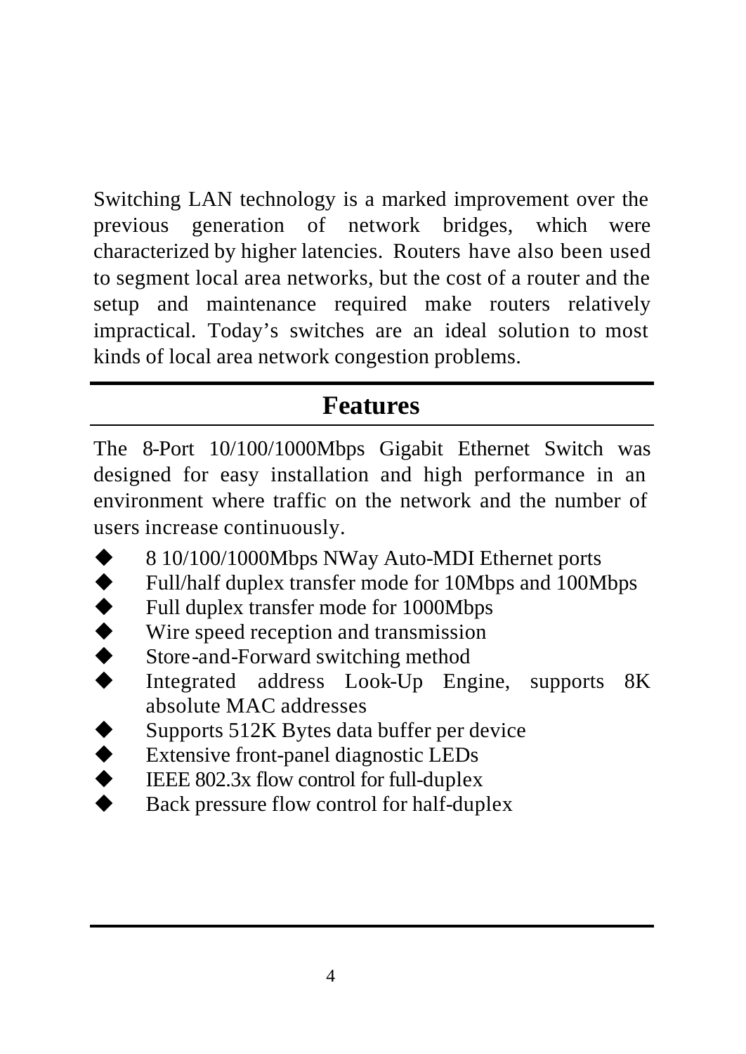Switching LAN technology is a marked improvement over the previous generation of network bridges, which were characterized by higher latencies. Routers have also been used to segment local area networks, but the cost of a router and the setup and maintenance required make routers relatively impractical. Today's switches are an ideal solution to most kinds of local area network congestion problems.

## Features

The 8-Port 10/100/1000Mbps Gigabit Ethernet Switch was designed for easy installation and high performance in an environment where traffic on the network and the number of users increase continuously.

- 8 10/100/1000Mbps NWay Auto-MDI Ethernet ports
- Full/half duplex transfer mode for 10Mbps and 100Mbps
- Full duplex transfer mode for 1000Mbps
- Wire speed reception and transmission
- Store-and-Forward switching method
- Integrated address Look-Up Engine, supports 8K absolute MAC addresses
- Supports 512K Bytes data buffer per device
- Extensive front-panel diagnostic LEDs
- IEEE 802.3x flow control for full-duplex
- Back pressure flow control for half-duplex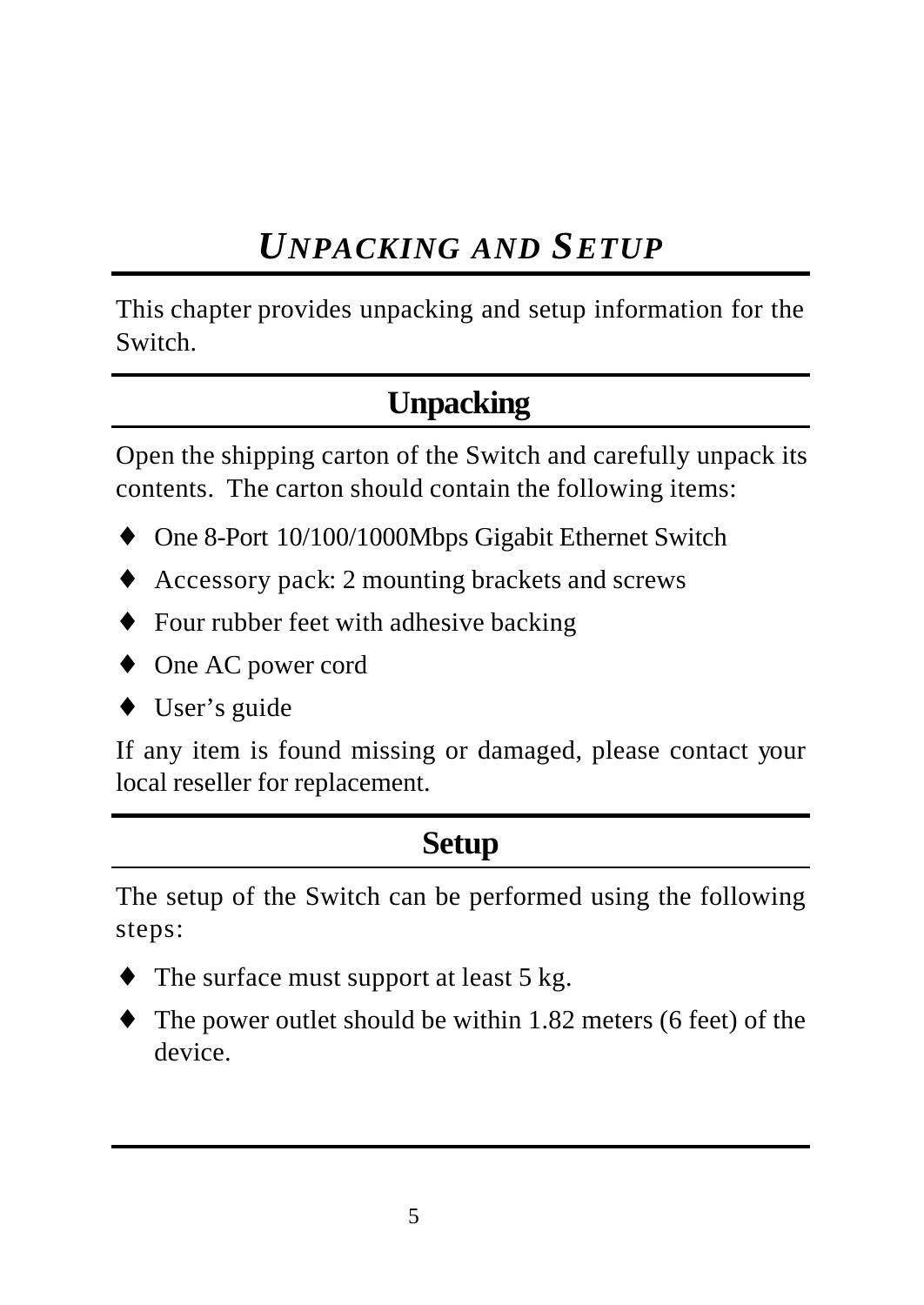# *UNPACKING AND SETUP*

This chapter provides unpacking and setup information for the Switch.

## Unpacking

Open the shipping carton of the Switch and carefully unpack its contents. The carton should contain the following items:

- One 8-Port 10/100/1000Mbps Gigabit Ethernet Switch
- Accessory pack: 2 mounting brackets and screws
- Four rubber feet with adhesive backing
- One AC power cord
- User's guide

If any item is found missing or damaged, please contact your local reseller for replacement.

## Setup

The setup of the Switch can be performed using the following steps:

- The surface must support at least 5 kg.
- The power outlet should be within 1.82 meters (6 feet) of the device.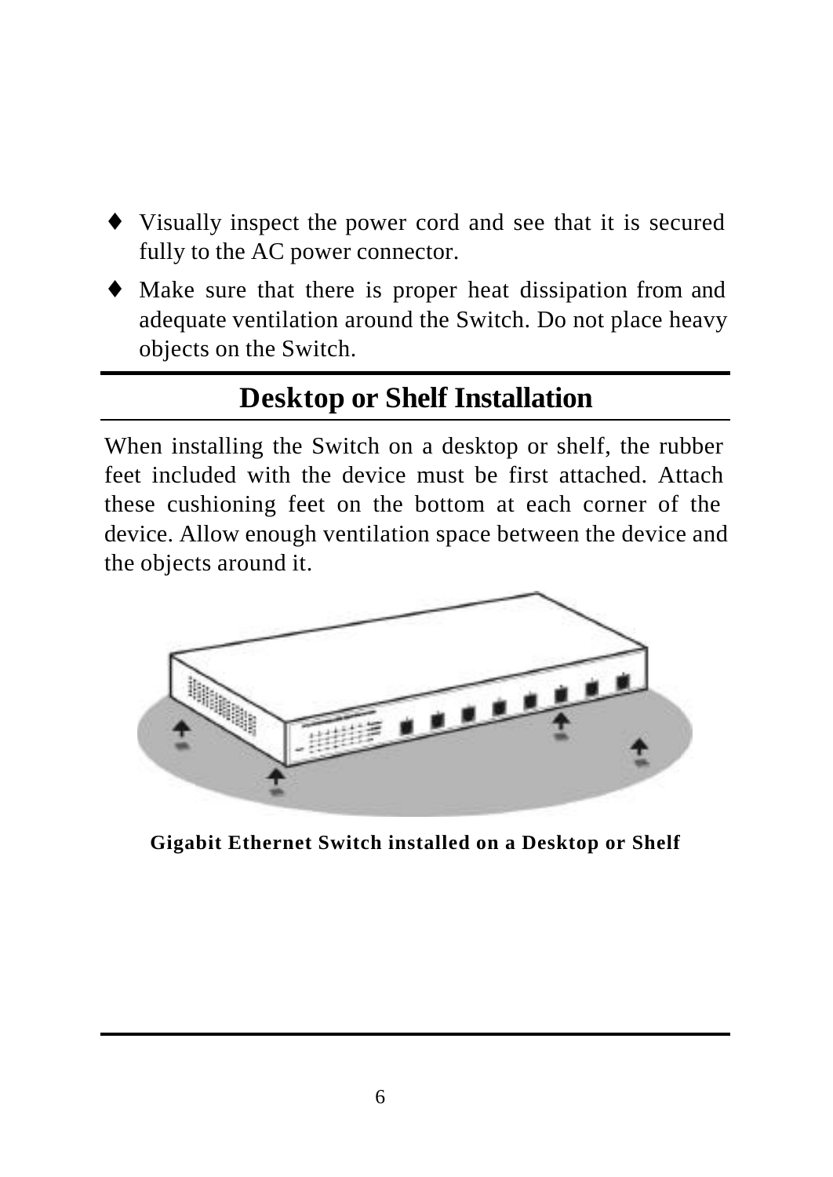- Visually inspect the power cord and see that it is secured fully to the AC power connector.
- Make sure that there is proper heat dissipation from and adequate ventilation around the Switch. Do not place heavy objects on the Switch.

## Desktop or Shelf Installation

When installing the Switch on a desktop or shelf, the rubber feet included with the device must be first attached. Attach these cushioning feet on the bottom at each corner of the device. Allow enough ventilation space between the device and the objects around it.

**Gigabit Ethernet Switch installed on a Desktop or Shelf**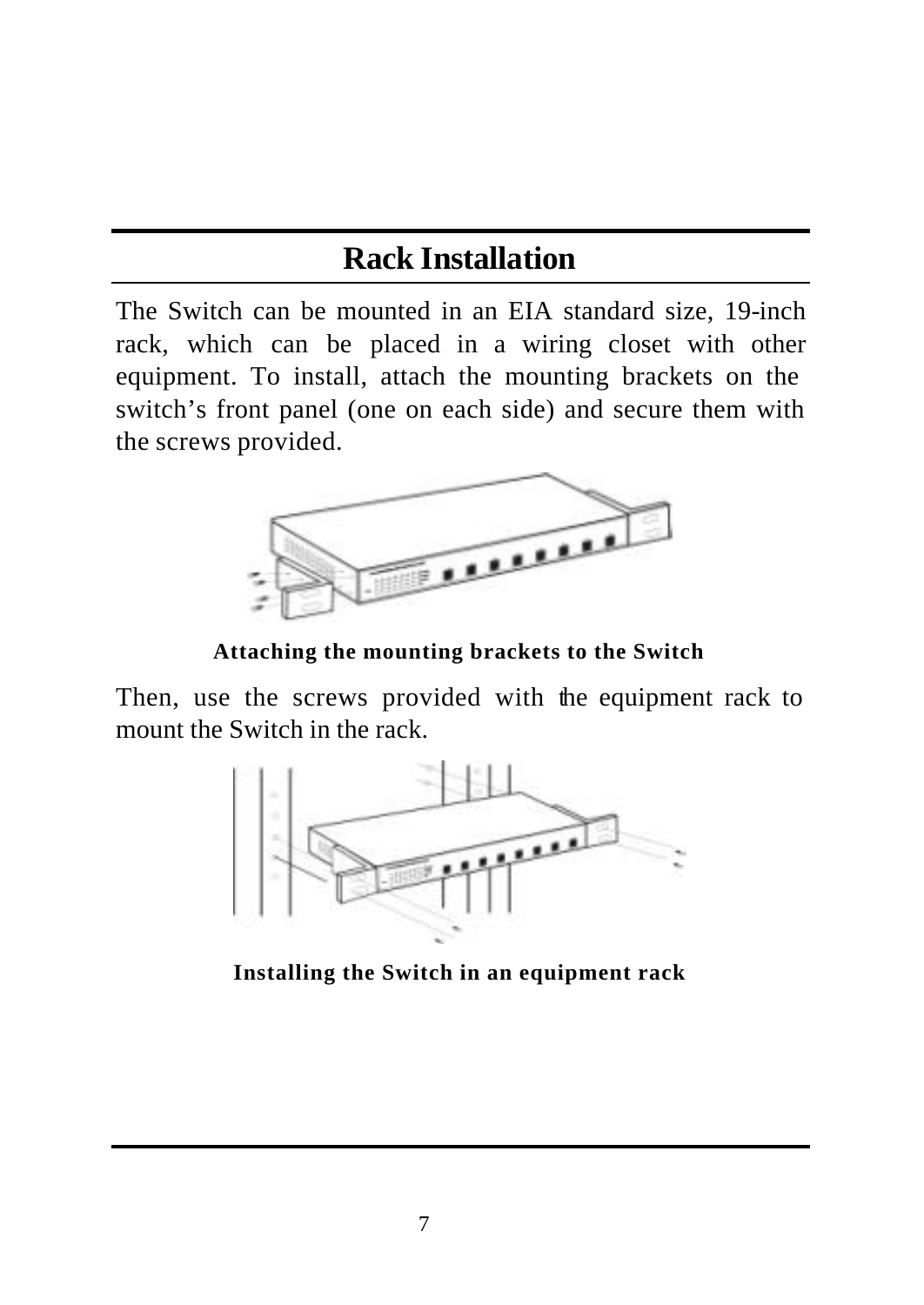# Rack Installation

The Switch can be mounted in an EIA standard size, 19-inch rack, which can be placed in a wiring closet with other equipment. To install, attach the mounting brackets on the switch's front panel (one on each side) and secure them with the screws provided.

**Attaching the mounting brackets to the Switch**

Then, use the screws provided with the equipment rack to mount the Switch in the rack.

**Installing the Switch in an equipment rack**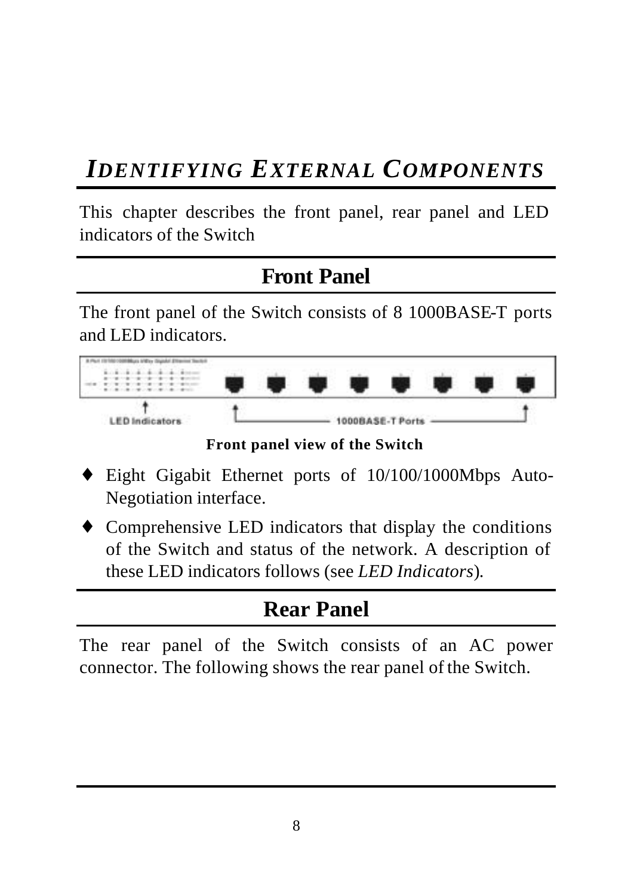# *IDENTIFYING EXTERNAL COMPONENTS*

This chapter describes the front panel, rear panel and LED indicators of the Switch

## Front Panel

The front panel of the Switch consists of 8 1000BASE-T ports and LED indicators.

**Front panel view of the Switch**

- ♦ Eight Gigabit Ethernet ports of 10/100/1000Mbps Auto-Negotiation interface.
- ♦ Comprehensive LED indicators that display the conditions of the Switch and status of the network. A description of these LED indicators follows (see *LED Indicators*).

## Rear Panel

The rear panel of the Switch consists of an AC power connector. The following shows the rear panel of the Switch.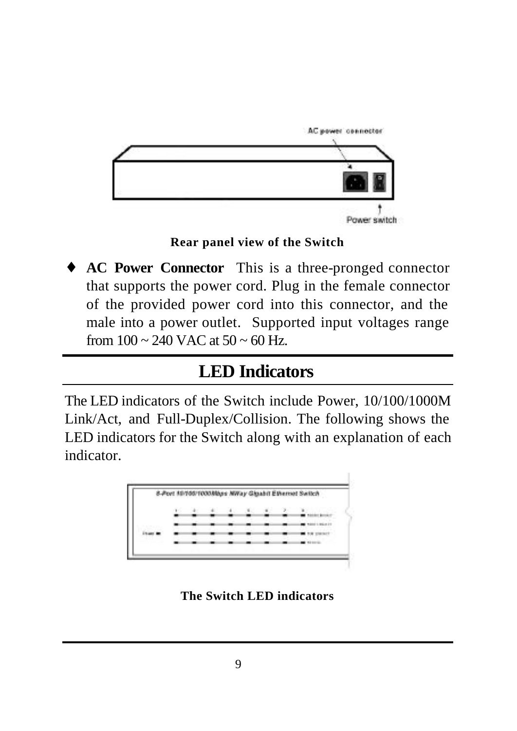Rear panel view of the Switch

- **AC Power Connector** This is a three-pronged connector that supports the power cord. Plug in the female connector of the provided power cord into this connector, and the male into a power outlet. Supported input voltages range from 100 ~ 240 VAC at 50 ~ 60 Hz.

## LED Indicators

The LED indicators of the Switch include Power, 10/100/1000M Link/Act, and Full-Duplex/Collision. The following shows the LED indicators for the Switch along with an explanation of each indicator.

The Switch LED indicators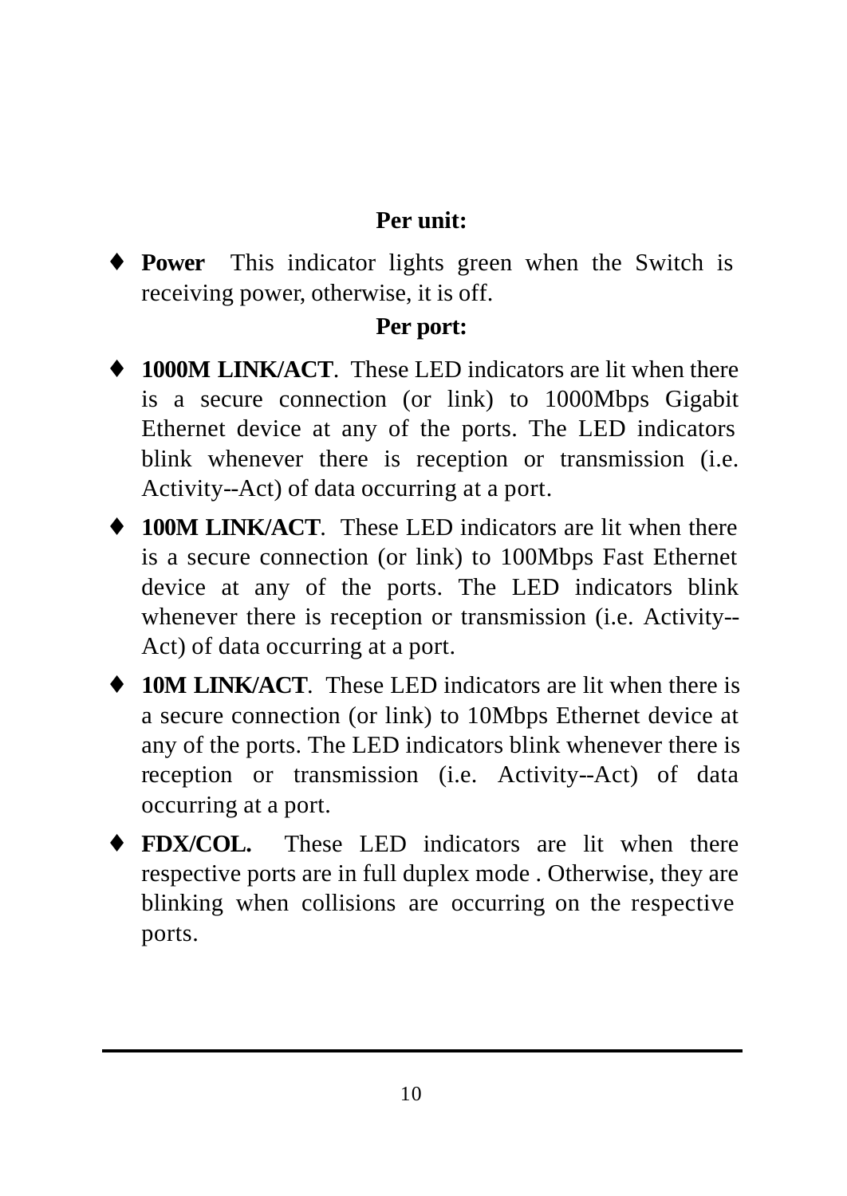**Per unit:**

- **Power** This indicator lights green when the Switch is receiving power, otherwise, it is off.

**Per port:**

- **1000M LINK/ACT**. These LED indicators are lit when there is a secure connection (or link) to 1000Mbps Gigabit Ethernet device at any of the ports. The LED indicators blink whenever there is reception or transmission (i.e. Activity--Act) of data occurring at a port.
- **100M LINK/ACT**. These LED indicators are lit when there is a secure connection (or link) to 100Mbps Fast Ethernet device at any of the ports. The LED indicators blink whenever there is reception or transmission (i.e. Activity--Act) of data occurring at a port.
- **10M LINK/ACT**. These LED indicators are lit when there is a secure connection (or link) to 10Mbps Ethernet device at any of the ports. The LED indicators blink whenever there is reception or transmission (i.e. Activity--Act) of data occurring at a port.
- **FDX/COL.** These LED indicators are lit when there respective ports are in full duplex mode . Otherwise, they are blinking when collisions are occurring on the respective ports.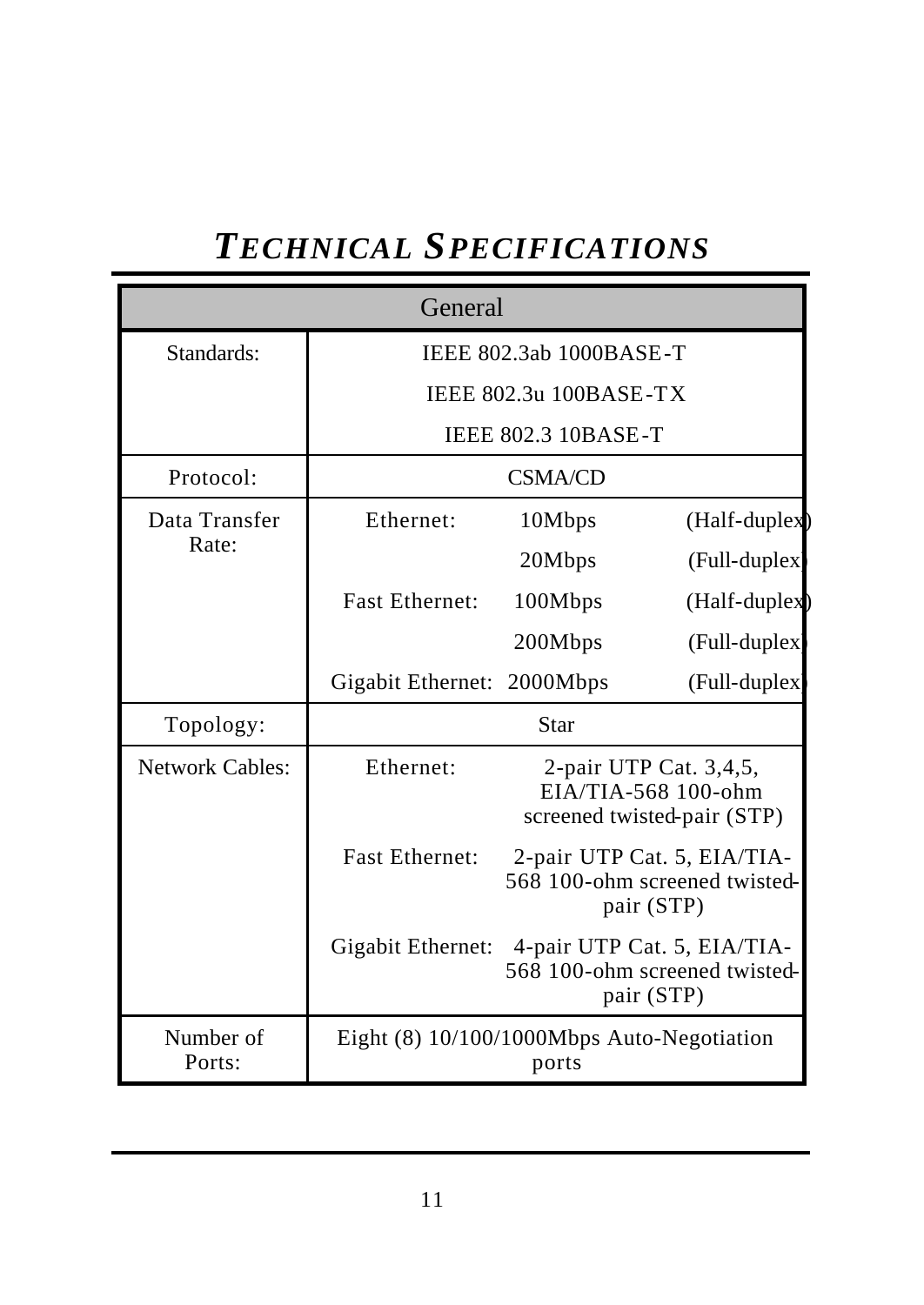# *Technical Specifications*

| General | | | |
|---|---|---|---|
| Standards: | IEEE 802.3ab 1000BASE-T<br>IEEE 802.3u 100BASE-TX<br>IEEE 802.3 10BASE-T | | |
| Protocol: | CSMA/CD | | |
| Data Transfer Rate: | Ethernet: | 10Mbps | (Half-duplex) |
| | | 20Mbps | (Full-duplex) |
| | Fast Ethernet: | 100Mbps | (Half-duplex) |
| | | 200Mbps | (Full-duplex) |
| | Gigabit Ethernet: | 2000Mbps | (Full-duplex) |
| Topology: | Star | | |
| Network Cables: | Ethernet: | 2-pair UTP Cat. 3,4,5, EIA/TIA-568 100-ohm screened twisted-pair (STP) | |
| | Fast Ethernet: | 2-pair UTP Cat. 5, EIA/TIA-568 100-ohm screened twisted-pair (STP) | |
| | Gigabit Ethernet: | 4-pair UTP Cat. 5, EIA/TIA-568 100-ohm screened twisted-pair (STP) | |
| Number of Ports: | Eight (8) 10/100/1000Mbps Auto-Negotiation ports | | |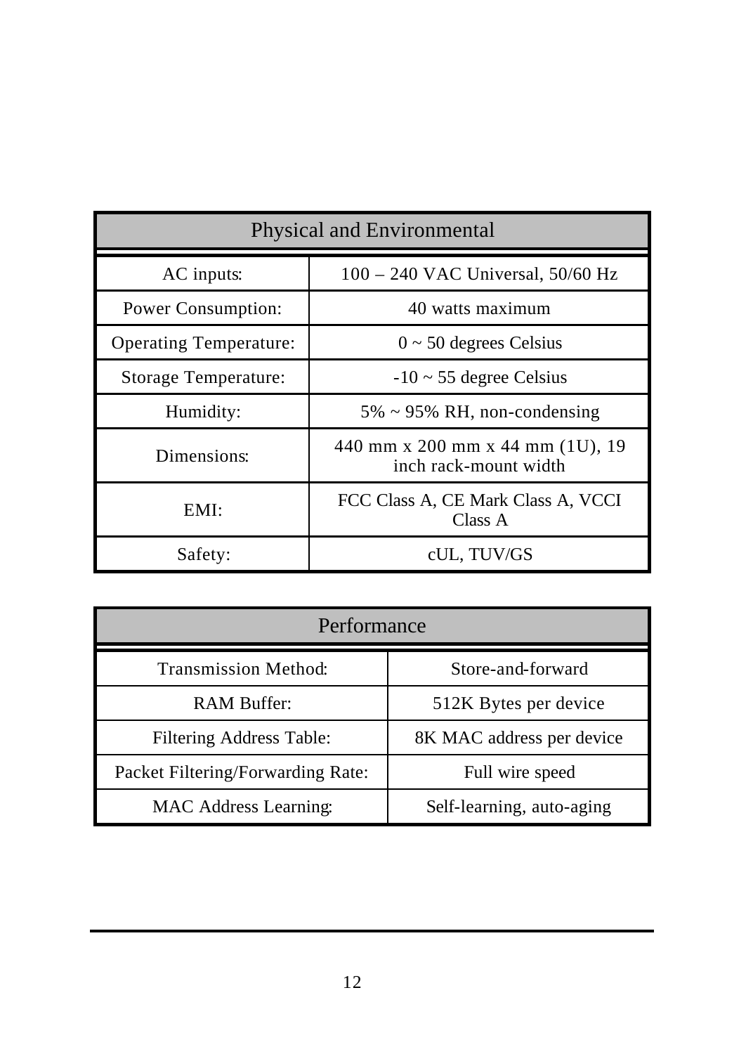| Physical and Environmental | |
|---|---|
| AC inputs: | 100 – 240 VAC Universal, 50/60 Hz |
| Power Consumption: | 40 watts maximum |
| Operating Temperature: | 0 ~ 50 degrees Celsius |
| Storage Temperature: | -10 ~ 55 degree Celsius |
| Humidity: | 5% ~ 95% RH, non-condensing |
| Dimensions: | 440 mm x 200 mm x 44 mm (1U), 19 inch rack-mount width |
| EMI: | FCC Class A, CE Mark Class A, VCCI Class A |
| Safety: | cUL, TUV/GS |

| Performance | |
|---|---|
| Transmission Method: | Store-and-forward |
| RAM Buffer: | 512K Bytes per device |
| Filtering Address Table: | 8K MAC address per device |
| Packet Filtering/Forwarding Rate: | Full wire speed |
| MAC Address Learning: | Self-learning, auto-aging |